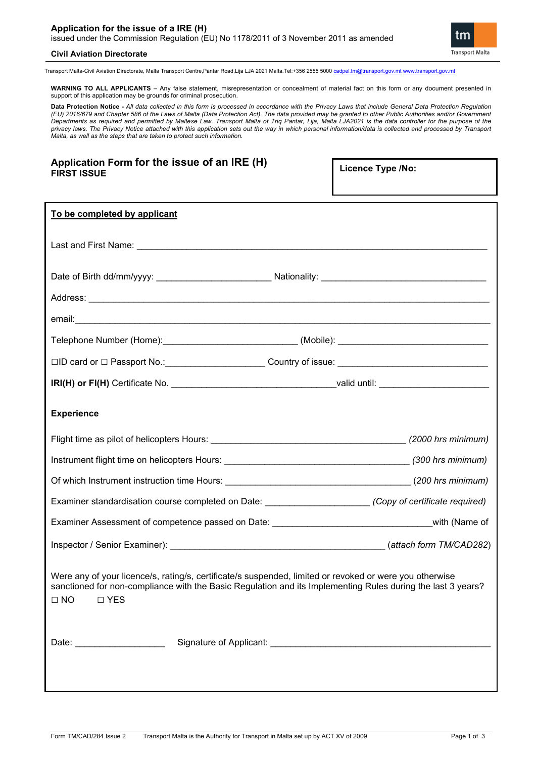**Application for the issue of a IRE (H)**
issued under the Commission Regulation (EU) No 1178/2011 of 3 November 2011 as amended

**Civil Aviation Directorate**

Transport Malta-Civil Aviation Directorate, Malta Transport Centre,Pantar Road,Lija LJA 2021 Malta.Tel:+356 2555 5000 cadpel.tm@transport.gov.mt www.transport.gov.mt

**WARNING TO ALL APPLICANTS** – Any false statement, misrepresentation or concealment of material fact on this form or any document presented in support of this application may be grounds for criminal prosecution.

**Data Protection Notice -** *All data collected in this form is processed in accordance with the Privacy Laws that include General Data Protection Regulation (EU) 2016/679 and Chapter 586 of the Laws of Malta (Data Protection Act). The data provided may be granted to other Public Authorities and/or Government Departments as required and permitted by Maltese Law. Transport Malta of Triq Pantar, Lija, Malta LJA2021 is the data controller for the purpose of the privacy laws. The Privacy Notice attached with this application sets out the way in which personal information/data is collected and processed by Transport Malta, as well as the steps that are taken to protect such information.*

## Application Form for the issue of an IRE (H)
**FIRST ISSUE**

**Licence Type /No:**

**To be completed by applicant**

Last and First Name: ______________________________________________

Date of Birth dd/mm/yyyy: ______________________ Nationality: ______________________

Address: ______________________________________________

email: ______________________________________________

Telephone Number (Home): ______________________ (Mobile): ______________________

☐ID card or ☐ Passport No.: ______________________ Country of issue: ______________________

**IRI(H) or FI(H)** Certificate No. ______________________ valid until: ______________________

**Experience**

Flight time as pilot of helicopters Hours: ______________________ *(2000 hrs minimum)*

Instrument flight time on helicopters Hours: ______________________ *(300 hrs minimum)*

Of which Instrument instruction time Hours: ______________________ *(200 hrs minimum)*

Examiner standardisation course completed on Date: ______________________ *(Copy of certificate required)*

Examiner Assessment of competence passed on Date: ______________________ with (Name of Inspector / Senior Examiner): ______________________ (*attach form TM/CAD282*)

Were any of your licence/s, rating/s, certificate/s suspended, limited or revoked or were you otherwise sanctioned for non-compliance with the Basic Regulation and its Implementing Rules during the last 3 years?

☐ NO ☐ YES

Date: ______________________ Signature of Applicant: ______________________

Form TM/CAD/284 Issue 2 Transport Malta is the Authority for Transport in Malta set up by ACT XV of 2009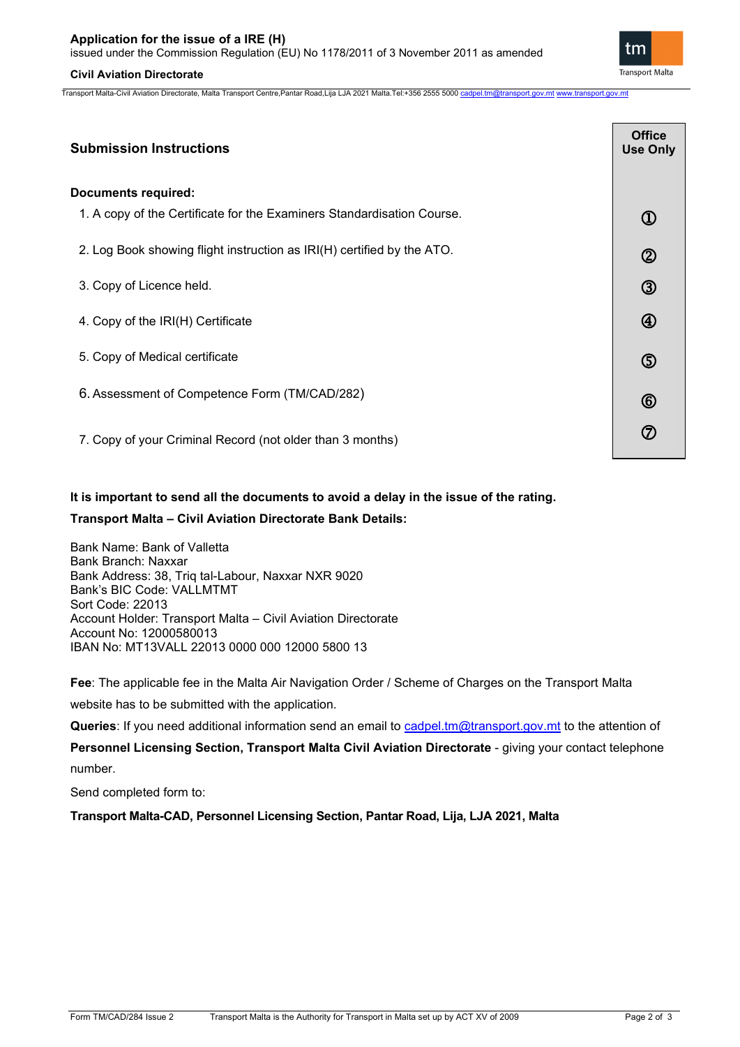## Submission Instructions

### Documents required:

| Document | Office Use Only |
|---|---|
| 1. A copy of the Certificate for the Examiners Standardisation Course. | ① |
| 2. Log Book showing flight instruction as IRI(H) certified by the ATO. | ② |
| 3. Copy of Licence held. | ③ |
| 4. Copy of the IRI(H) Certificate | ④ |
| 5. Copy of Medical certificate | ⑤ |
| 6. Assessment of Competence Form (TM/CAD/282) | ⑥ |
| 7. Copy of your Criminal Record (not older than 3 months) | ⑦ |

**It is important to send all the documents to avoid a delay in the issue of the rating.**

**Transport Malta – Civil Aviation Directorate Bank Details:**

Bank Name: Bank of Valletta
Bank Branch: Naxxar
Bank Address: 38, Triq tal-Labour, Naxxar NXR 9020
Bank's BIC Code: VALLMTMT
Sort Code: 22013
Account Holder: Transport Malta – Civil Aviation Directorate
Account No: 12000580013
IBAN No: MT13VALL 22013 0000 000 12000 5800 13

**Fee**: The applicable fee in the Malta Air Navigation Order / Scheme of Charges on the Transport Malta website has to be submitted with the application.

**Queries**: If you need additional information send an email to cadpel.tm@transport.gov.mt to the attention of **Personnel Licensing Section, Transport Malta Civil Aviation Directorate** - giving your contact telephone number.

Send completed form to:

**Transport Malta-CAD, Personnel Licensing Section, Pantar Road, Lija, LJA 2021, Malta**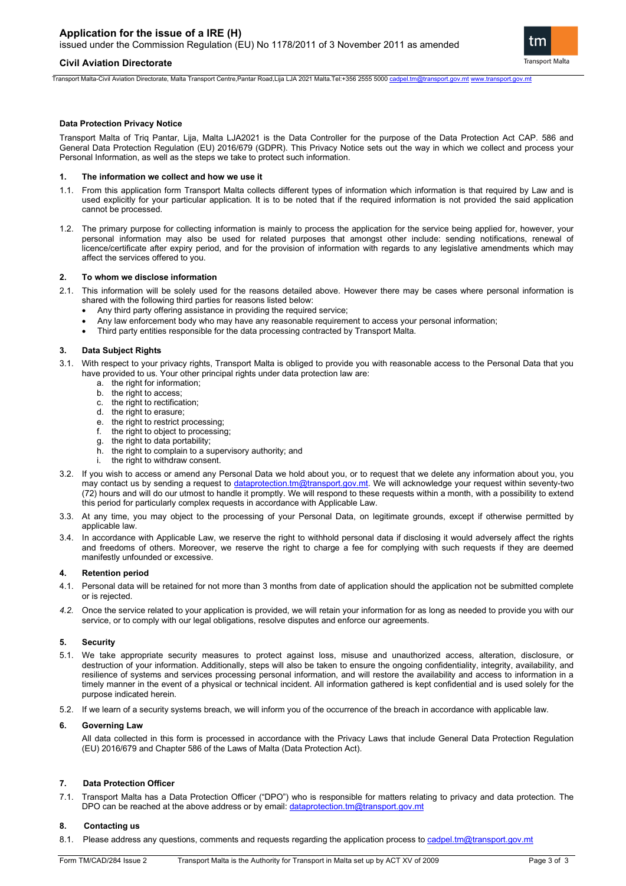## Data Protection Privacy Notice

Transport Malta of Triq Pantar, Lija, Malta LJA2021 is the Data Controller for the purpose of the Data Protection Act CAP. 586 and General Data Protection Regulation (EU) 2016/679 (GDPR). This Privacy Notice sets out the way in which we collect and process your Personal Information, as well as the steps we take to protect such information.

### 1. The information we collect and how we use it

1.1. From this application form Transport Malta collects different types of information which information is that required by Law and is used explicitly for your particular application. It is to be noted that if the required information is not provided the said application cannot be processed.

1.2. The primary purpose for collecting information is mainly to process the application for the service being applied for, however, your personal information may also be used for related purposes that amongst other include: sending notifications, renewal of licence/certificate after expiry period, and for the provision of information with regards to any legislative amendments which may affect the services offered to you.

### 2. To whom we disclose information

2.1. This information will be solely used for the reasons detailed above. However there may be cases where personal information is shared with the following third parties for reasons listed below:

- Any third party offering assistance in providing the required service;
- Any law enforcement body who may have any reasonable requirement to access your personal information;
- Third party entities responsible for the data processing contracted by Transport Malta.

### 3. Data Subject Rights

3.1. With respect to your privacy rights, Transport Malta is obliged to provide you with reasonable access to the Personal Data that you have provided to us. Your other principal rights under data protection law are:

a. the right for information;
b. the right to access;
c. the right to rectification;
d. the right to erasure;
e. the right to restrict processing;
f. the right to object to processing;
g. the right to data portability;
h. the right to complain to a supervisory authority; and
i. the right to withdraw consent.

3.2. If you wish to access or amend any Personal Data we hold about you, or to request that we delete any information about you, you may contact us by sending a request to dataprotection.tm@transport.gov.mt. We will acknowledge your request within seventy-two (72) hours and will do our utmost to handle it promptly. We will respond to these requests within a month, with a possibility to extend this period for particularly complex requests in accordance with Applicable Law.

3.3. At any time, you may object to the processing of your Personal Data, on legitimate grounds, except if otherwise permitted by applicable law.

3.4. In accordance with Applicable Law, we reserve the right to withhold personal data if disclosing it would adversely affect the rights and freedoms of others. Moreover, we reserve the right to charge a fee for complying with such requests if they are deemed manifestly unfounded or excessive.

### 4. Retention period

4.1. Personal data will be retained for not more than 3 months from date of application should the application not be submitted complete or is rejected.

*4.2.* Once the service related to your application is provided, we will retain your information for as long as needed to provide you with our service, or to comply with our legal obligations, resolve disputes and enforce our agreements.

### 5. Security

5.1. We take appropriate security measures to protect against loss, misuse and unauthorized access, alteration, disclosure, or destruction of your information. Additionally, steps will also be taken to ensure the ongoing confidentiality, integrity, availability, and resilience of systems and services processing personal information, and will restore the availability and access to information in a timely manner in the event of a physical or technical incident. All information gathered is kept confidential and is used solely for the purpose indicated herein.

5.2. If we learn of a security systems breach, we will inform you of the occurrence of the breach in accordance with applicable law.

### 6. Governing Law

All data collected in this form is processed in accordance with the Privacy Laws that include General Data Protection Regulation (EU) 2016/679 and Chapter 586 of the Laws of Malta (Data Protection Act).

### 7. Data Protection Officer

7.1. Transport Malta has a Data Protection Officer ("DPO") who is responsible for matters relating to privacy and data protection. The DPO can be reached at the above address or by email: dataprotection.tm@transport.gov.mt

### 8. Contacting us

8.1. Please address any questions, comments and requests regarding the application process to cadpel.tm@transport.gov.mt